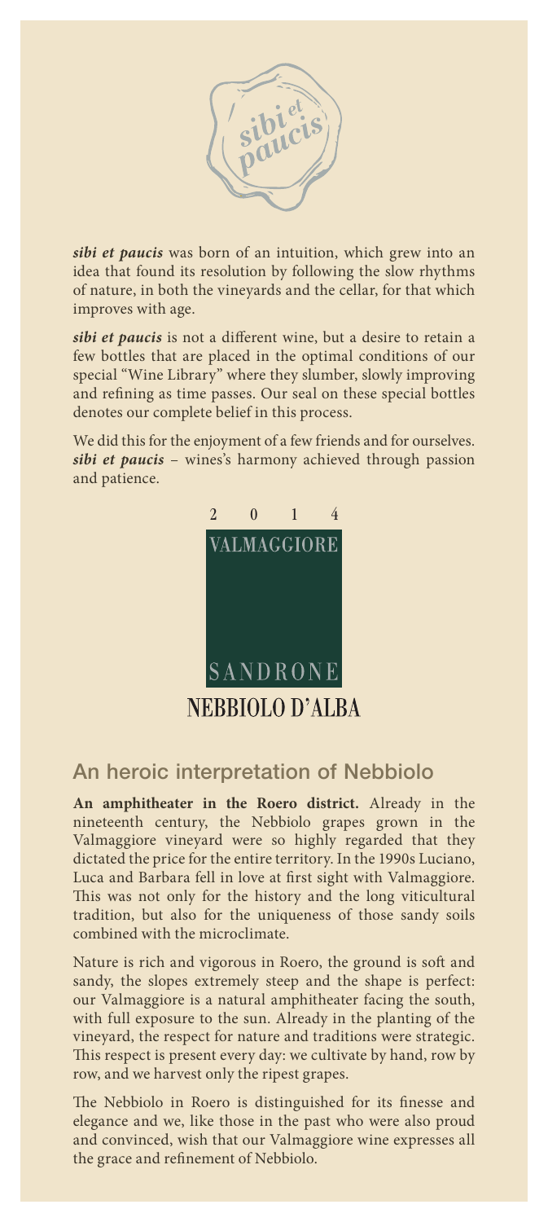*sibi et paucis*

***sibi et paucis*** was born of an intuition, which grew into an idea that found its resolution by following the slow rhythms of nature, in both the vineyards and the cellar, for that which improves with age.

***sibi et paucis*** is not a different wine, but a desire to retain a few bottles that are placed in the optimal conditions of our special "Wine Library" where they slumber, slowly improving and refining as time passes. Our seal on these special bottles denotes our complete belief in this process.

We did this for the enjoyment of a few friends and for ourselves. ***sibi et paucis*** – wines's harmony achieved through passion and patience.

2014

VALMAGGIORE

SANDRONE

NEBBIOLO D'ALBA

## An heroic interpretation of Nebbiolo

**An amphitheater in the Roero district.** Already in the nineteenth century, the Nebbiolo grapes grown in the Valmaggiore vineyard were so highly regarded that they dictated the price for the entire territory. In the 1990s Luciano, Luca and Barbara fell in love at first sight with Valmaggiore. This was not only for the history and the long viticultural tradition, but also for the uniqueness of those sandy soils combined with the microclimate.

Nature is rich and vigorous in Roero, the ground is soft and sandy, the slopes extremely steep and the shape is perfect: our Valmaggiore is a natural amphitheater facing the south, with full exposure to the sun. Already in the planting of the vineyard, the respect for nature and traditions were strategic. This respect is present every day: we cultivate by hand, row by row, and we harvest only the ripest grapes.

The Nebbiolo in Roero is distinguished for its finesse and elegance and we, like those in the past who were also proud and convinced, wish that our Valmaggiore wine expresses all the grace and refinement of Nebbiolo.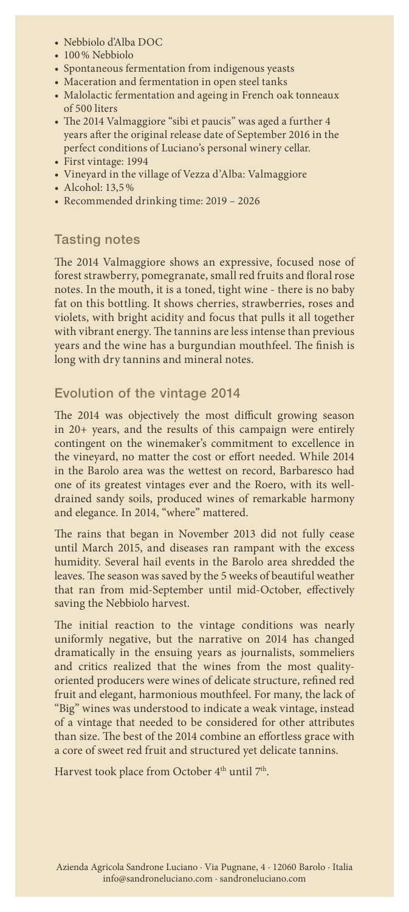- Nebbiolo d'Alba DOC
- 100% Nebbiolo
- Spontaneous fermentation from indigenous yeasts
- Maceration and fermentation in open steel tanks
- Malolactic fermentation and ageing in French oak tonneaux of 500 liters
- The 2014 Valmaggiore "sibi et paucis" was aged a further 4 years after the original release date of September 2016 in the perfect conditions of Luciano's personal winery cellar.
- First vintage: 1994
- Vineyard in the village of Vezza d'Alba: Valmaggiore
- Alcohol: 13,5%
- Recommended drinking time: 2019 – 2026

## Tasting notes

The 2014 Valmaggiore shows an expressive, focused nose of forest strawberry, pomegranate, small red fruits and floral rose notes. In the mouth, it is a toned, tight wine - there is no baby fat on this bottling. It shows cherries, strawberries, roses and violets, with bright acidity and focus that pulls it all together with vibrant energy. The tannins are less intense than previous years and the wine has a burgundian mouthfeel. The finish is long with dry tannins and mineral notes.

## Evolution of the vintage 2014

The 2014 was objectively the most difficult growing season in 20+ years, and the results of this campaign were entirely contingent on the winemaker's commitment to excellence in the vineyard, no matter the cost or effort needed. While 2014 in the Barolo area was the wettest on record, Barbaresco had one of its greatest vintages ever and the Roero, with its well-drained sandy soils, produced wines of remarkable harmony and elegance. In 2014, "where" mattered.

The rains that began in November 2013 did not fully cease until March 2015, and diseases ran rampant with the excess humidity. Several hail events in the Barolo area shredded the leaves. The season was saved by the 5 weeks of beautiful weather that ran from mid-September until mid-October, effectively saving the Nebbiolo harvest.

The initial reaction to the vintage conditions was nearly uniformly negative, but the narrative on 2014 has changed dramatically in the ensuing years as journalists, sommeliers and critics realized that the wines from the most quality-oriented producers were wines of delicate structure, refined red fruit and elegant, harmonious mouthfeel. For many, the lack of "Big" wines was understood to indicate a weak vintage, instead of a vintage that needed to be considered for other attributes than size. The best of the 2014 combine an effortless grace with a core of sweet red fruit and structured yet delicate tannins.

Harvest took place from October 4th until 7th.

Azienda Agricola Sandrone Luciano · Via Pugnane, 4 · 12060 Barolo · Italia
info@sandroneluciano.com · sandroneluciano.com